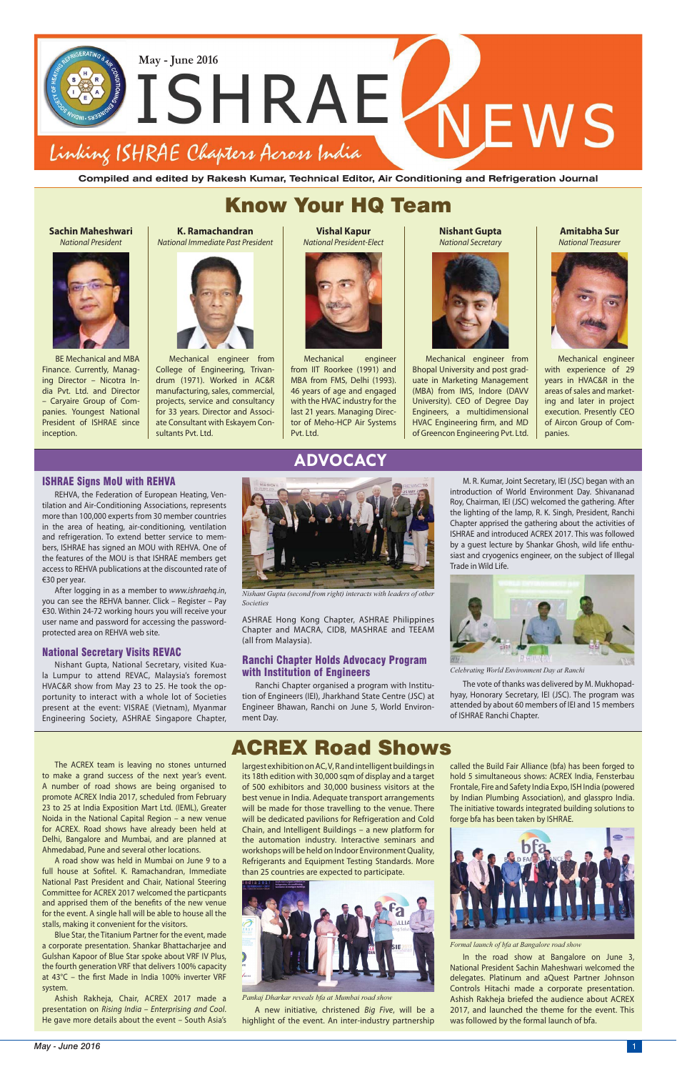# ISHRAE NEWS

May - June 2016

*Linking ISHRAE Chapters Across India*

**Compiled and edited by Rakesh Kumar, Technical Editor, Air Conditioning and Refrigeration Journal**

## Know Your HQ Team

**Sachin Maheshwari**
*National President*

BE Mechanical and MBA Finance. Currently, Managing Director – Nicotra India Pvt. Ltd. and Director – Caryaire Group of Companies. Youngest National President of ISHRAE since inception.

**K. Ramachandran**
*National Immediate Past President*

Mechanical engineer from College of Engineering, Trivandrum (1971). Worked in AC&R manufacturing, sales, commercial, projects, service and consultancy for 33 years. Director and Associate Consultant with Eskayem Consultants Pvt. Ltd.

**Vishal Kapur**
*National President-Elect*

Mechanical engineer from IIT Roorkee (1991) and MBA from FMS, Delhi (1993). 46 years of age and engaged with the HVAC industry for the last 21 years. Managing Director of Meho-HCP Air Systems Pvt. Ltd.

**Nishant Gupta**
*National Secretary*

Mechanical engineer from Bhopal University and post graduate in Marketing Management (MBA) from IMS, Indore (DAVV University). CEO of Degree Day Engineers, a multidimensional HVAC Engineering firm, and MD of Greencon Engineering Pvt. Ltd.

**Amitabha Sur**
*National Treasurer*

Mechanical engineer with experience of 29 years in HVAC&R in the areas of sales and marketing and later in project execution. Presently CEO of Aircon Group of Companies.

## ADVOCACY

### ISHRAE Signs MoU with REHVA

REHVA, the Federation of European Heating, Ventilation and Air-Conditioning Associations, represents more than 100,000 experts from 30 member countries in the area of heating, air-conditioning, ventilation and refrigeration. To extend better service to members, ISHRAE has signed an MOU with REHVA. One of the features of the MOU is that ISHRAE members get access to REHVA publications at the discounted rate of €30 per year.

After logging in as a member to *www.ishraehq.in*, you can see the REHVA banner. Click – Register – Pay €30. Within 24-72 working hours you will receive your user name and password for accessing the password-protected area on REHVA web site.

### National Secretary Visits REVAC

Nishant Gupta, National Secretary, visited Kuala Lumpur to attend REVAC, Malaysia's foremost HVAC&R show from May 23 to 25. He took the opportunity to interact with a whole lot of Societies present at the event: VISRAE (Vietnam), Myanmar Engineering Society, ASHRAE Singapore Chapter, ASHRAE Hong Kong Chapter, ASHRAE Philippines Chapter and MACRA, CIDB, MASHRAE and TEEAM (all from Malaysia).

*Nishant Gupta (second from right) interacts with leaders of other Societies*

### Ranchi Chapter Holds Advocacy Program with Institution of Engineers

Ranchi Chapter organised a program with Institution of Engineers (IEI), Jharkhand State Centre (JSC) at Engineer Bhawan, Ranchi on June 5, World Environment Day.

M. R. Kumar, Joint Secretary, IEI (JSC) began with an introduction of World Environment Day. Shivananad Roy, Chairman, IEI (JSC) welcomed the gathering. After the lighting of the lamp, R. K. Singh, President, Ranchi Chapter apprised the gathering about the activities of ISHRAE and introduced ACREX 2017. This was followed by a guest lecture by Shankar Ghosh, wild life enthusiast and cryogenics engineer, on the subject of Illegal Trade in Wild Life.

*Celebrating World Environment Day at Ranchi*

The vote of thanks was delivered by M. Mukhopadhyay, Honorary Secretary, IEI (JSC). The program was attended by about 60 members of IEI and 15 members of ISHRAE Ranchi Chapter.

## ACREX Road Shows

The ACREX team is leaving no stones unturned to make a grand success of the next year's event. A number of road shows are being organised to promote ACREX India 2017, scheduled from February 23 to 25 at India Exposition Mart Ltd. (IEML), Greater Noida in the National Capital Region – a new venue for ACREX. Road shows have already been held at Delhi, Bangalore and Mumbai, and are planned at Ahmedabad, Pune and several other locations.

A road show was held in Mumbai on June 9 to a full house at Sofitel. K. Ramachandran, Immediate National Past President and Chair, National Steering Committee for ACREX 2017 welcomed the particpants and apprised them of the benefits of the new venue for the event. A single hall will be able to house all the stalls, making it convenient for the visitors.

Blue Star, the Titanium Partner for the event, made a corporate presentation. Shankar Bhattacharjee and Gulshan Kapoor of Blue Star spoke about VRF IV Plus, the fourth generation VRF that delivers 100% capacity at 43°C – the first Made in India 100% inverter VRF system.

Ashish Rakheja, Chair, ACREX 2017 made a presentation on *Rising India – Enterprising and Cool*. He gave more details about the event – South Asia's largest exhibition on AC, V, R and intelligent buildings in its 18th edition with 30,000 sqm of display and a target of 500 exhibitors and 30,000 business visitors at the best venue in India. Adequate transport arrangements will be made for those travelling to the venue. There will be dedicated pavilions for Refrigeration and Cold Chain, and Intelligent Buildings – a new platform for the automation industry. Interactive seminars and workshops will be held on Indoor Environment Quality, Refrigerants and Equipment Testing Standards. More than 25 countries are expected to participate.

*Pankaj Dharkar reveals bfa at Mumbai road show*

A new initiative, christened *Big Five*, will be a highlight of the event. An inter-industry partnership called the Build Fair Alliance (bfa) has been forged to hold 5 simultaneous shows: ACREX India, Fensterbau Frontale, Fire and Safety India Expo, ISH India (powered by Indian Plumbing Association), and glasspro India. The initiative towards integrated building solutions to forge bfa has been taken by ISHRAE.

*Formal launch of bfa at Bangalore road show*

In the road show at Bangalore on June 3, National President Sachin Maheshwari welcomed the delegates. Platinum and aQuest Partner Johnson Controls Hitachi made a corporate presentation. Ashish Rakheja briefed the audience about ACREX 2017, and launched the theme for the event. This was followed by the formal launch of bfa.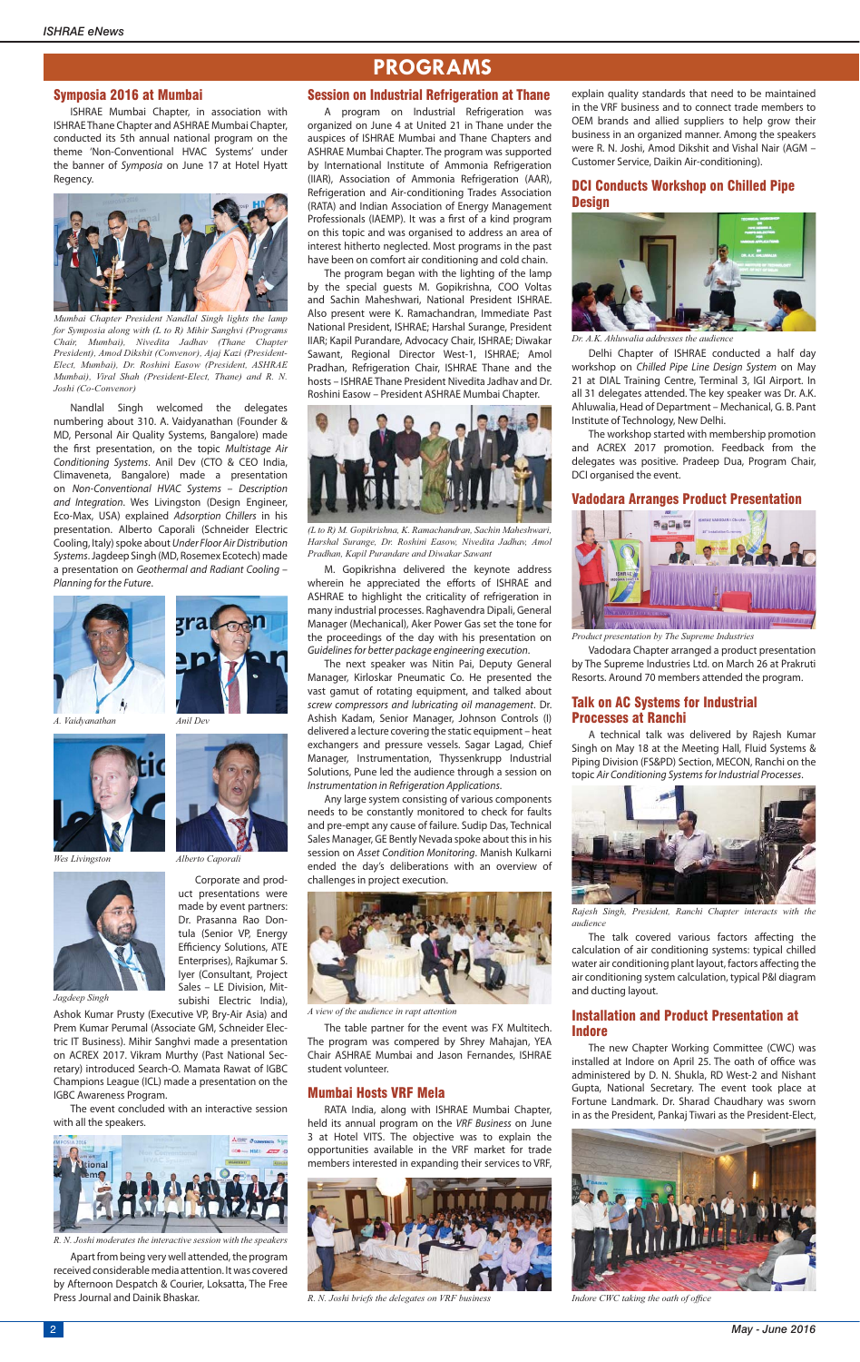# PROGRAMS

## Symposia 2016 at Mumbai

ISHRAE Mumbai Chapter, in association with ISHRAE Thane Chapter and ASHRAE Mumbai Chapter, conducted its 5th annual national program on the theme 'Non-Conventional HVAC Systems' under the banner of *Symposia* on June 17 at Hotel Hyatt Regency.

*Mumbai Chapter President Nandlal Singh lights the lamp for Symposia along with (L to R) Mihir Sanghvi (Programs Chair, Mumbai), Nivedita Jadhav (Thane Chapter President), Amod Dikshit (Convenor), Ajaj Kazi (President-Elect, Mumbai), Dr. Roshini Easow (President, ASHRAE Mumbai), Viral Shah (President-Elect, Thane) and R. N. Joshi (Co-Convenor)*

Nandlal Singh welcomed the delegates numbering about 310. A. Vaidyanathan (Founder & MD, Personal Air Quality Systems, Bangalore) made the first presentation, on the topic *Multistage Air Conditioning Systems*. Anil Dev (CTO & CEO India, Climaveneta, Bangalore) made a presentation on *Non-Conventional HVAC Systems – Description and Integration*. Wes Livingston (Design Engineer, Eco-Max, USA) explained *Adsorption Chillers* in his presentation. Alberto Caporali (Schneider Electric Cooling, Italy) spoke about *Under Floor Air Distribution Systems*. Jagdeep Singh (MD, Rosemex Ecotech) made a presentation on *Geothermal and Radiant Cooling – Planning for the Future*.

*A. Vaidyanathan*

*Anil Dev*

*Wes Livingston*

*Alberto Caporali*

*Jagdeep Singh*

Corporate and product presentations were made by event partners: Dr. Prasanna Rao Dontula (Senior VP, Energy Efficiency Solutions, ATE Enterprises), Rajkumar S. Iyer (Consultant, Project Sales – LE Division, Mitsubishi Electric India), Ashok Kumar Prusty (Executive VP, Bry-Air Asia) and Prem Kumar Perumal (Associate GM, Schneider Electric IT Business). Mihir Sanghvi made a presentation on ACREX 2017. Vikram Murthy (Past National Secretary) introduced Search-O. Mamata Rawat of IGBC Champions League (ICL) made a presentation on the IGBC Awareness Program.

The event concluded with an interactive session with all the speakers.

*R. N. Joshi moderates the interactive session with the speakers*

Apart from being very well attended, the program received considerable media attention. It was covered by Afternoon Despatch & Courier, Loksatta, The Free Press Journal and Dainik Bhaskar.

## Session on Industrial Refrigeration at Thane

A program on Industrial Refrigeration was organized on June 4 at United 21 in Thane under the auspices of ISHRAE Mumbai and Thane Chapters and ASHRAE Mumbai Chapter. The program was supported by International Institute of Ammonia Refrigeration (IIAR), Association of Ammonia Refrigeration (AAR), Refrigeration and Air-conditioning Trades Association (RATA) and Indian Association of Energy Management Professionals (IAEMP). It was a first of a kind program on this topic and was organised to address an area of interest hitherto neglected. Most programs in the past have been on comfort air conditioning and cold chain.

The program began with the lighting of the lamp by the special guests M. Gopikrishna, COO Voltas and Sachin Maheshwari, National President ISHRAE. Also present were K. Ramachandran, Immediate Past National President, ISHRAE; Harshal Surange, President IIAR; Kapil Purandare, Advocacy Chair, ISHRAE; Diwakar Sawant, Regional Director West-1, ISHRAE; Amol Pradhan, Refrigeration Chair, ISHRAE Thane and the hosts – ISHRAE Thane President Nivedita Jadhav and Dr. Roshini Easow – President ASHRAE Mumbai Chapter.

*(L to R) M. Gopikrishna, K. Ramachandran, Sachin Maheshwari, Harshal Surange, Dr. Roshini Easow, Nivedita Jadhav, Amol Pradhan, Kapil Purandare and Diwakar Sawant*

M. Gopikrishna delivered the keynote address wherein he appreciated the efforts of ISHRAE and ASHRAE to highlight the criticality of refrigeration in many industrial processes. Raghavendra Dipali, General Manager (Mechanical), Aker Power Gas set the tone for the proceedings of the day with his presentation on *Guidelines for better package engineering execution*.

The next speaker was Nitin Pai, Deputy General Manager, Kirloskar Pneumatic Co. He presented the vast gamut of rotating equipment, and talked about *screw compressors and lubricating oil management*. Dr. Ashish Kadam, Senior Manager, Johnson Controls (I) delivered a lecture covering the static equipment – heat exchangers and pressure vessels. Sagar Lagad, Chief Manager, Instrumentation, Thyssenkrupp Industrial Solutions, Pune led the audience through a session on *Instrumentation in Refrigeration Applications*.

Any large system consisting of various components needs to be constantly monitored to check for faults and pre-empt any cause of failure. Sudip Das, Technical Sales Manager, GE Bently Nevada spoke about this in his session on *Asset Condition Monitoring*. Manish Kulkarni ended the day's deliberations with an overview of challenges in project execution.

*A view of the audience in rapt attention*

The table partner for the event was FX Multitech. The program was compered by Shrey Mahajan, YEA Chair ASHRAE Mumbai and Jason Fernandes, ISHRAE student volunteer.

## Mumbai Hosts VRF Mela

RATA India, along with ISHRAE Mumbai Chapter, held its annual program on the *VRF Business* on June 3 at Hotel VITS. The objective was to explain the opportunities available in the VRF market for trade members interested in expanding their services to VRF, explain quality standards that need to be maintained in the VRF business and to connect trade members to OEM brands and allied suppliers to help grow their business in an organized manner. Among the speakers were R. N. Joshi, Amod Dikshit and Vishal Nair (AGM – Customer Service, Daikin Air-conditioning).

*R. N. Joshi briefs the delegates on VRF business*

## DCI Conducts Workshop on Chilled Pipe Design

*Dr. A.K. Ahluwalia addresses the audience*

Delhi Chapter of ISHRAE conducted a half day workshop on *Chilled Pipe Line Design System* on May 21 at DIAL Training Centre, Terminal 3, IGI Airport. In all 31 delegates attended. The key speaker was Dr. A.K. Ahluwalia, Head of Department – Mechanical, G. B. Pant Institute of Technology, New Delhi.

The workshop started with membership promotion and ACREX 2017 promotion. Feedback from the delegates was positive. Pradeep Dua, Program Chair, DCI organised the event.

## Vadodara Arranges Product Presentation

*Product presentation by The Supreme Industries*

Vadodara Chapter arranged a product presentation by The Supreme Industries Ltd. on March 26 at Prakruti Resorts. Around 70 members attended the program.

## Talk on AC Systems for Industrial Processes at Ranchi

A technical talk was delivered by Rajesh Kumar Singh on May 18 at the Meeting Hall, Fluid Systems & Piping Division (FS&PD) Section, MECON, Ranchi on the topic *Air Conditioning Systems for Industrial Processes*.

*Rajesh Singh, President, Ranchi Chapter interacts with the audience*

The talk covered various factors affecting the calculation of air conditioning systems: typical chilled water air conditioning plant layout, factors affecting the air conditioning system calculation, typical P&I diagram and ducting layout.

## Installation and Product Presentation at Indore

The new Chapter Working Committee (CWC) was installed at Indore on April 25. The oath of office was administered by D. N. Shukla, RD West-2 and Nishant Gupta, National Secretary. The event took place at Fortune Landmark. Dr. Sharad Chaudhary was sworn in as the President, Pankaj Tiwari as the President-Elect,

*Indore CWC taking the oath of office*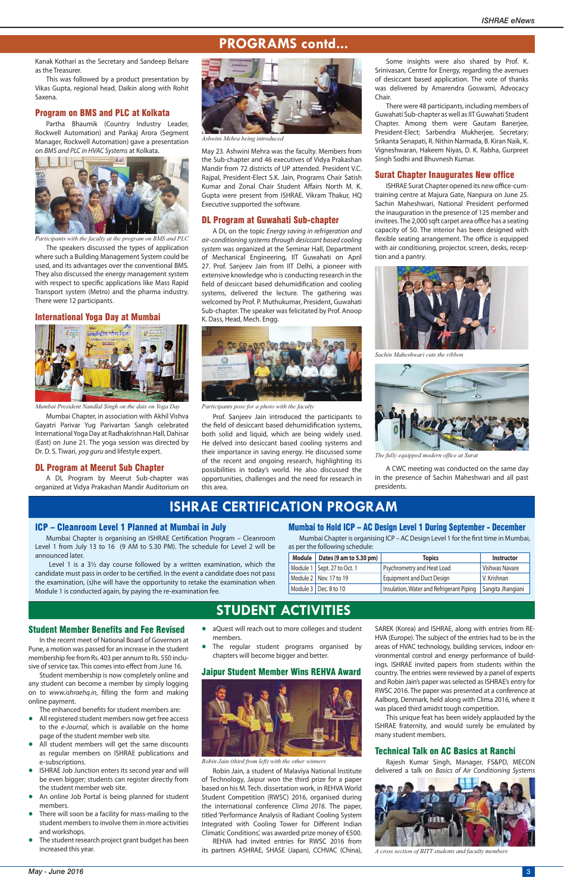# PROGRAMS contd...

Kanak Kothari as the Secretary and Sandeep Belsare as the Treasurer.

This was followed by a product presentation by Vikas Gupta, regional head, Daikin along with Rohit Saxena.

## Program on BMS and PLC at Kolkata

Partha Bhaumik (Country Industry Leader, Rockwell Automation) and Pankaj Arora (Segment Manager, Rockwell Automation) gave a presentation on *BMS and PLC in HVAC Systems* at Kolkata.

*Participants with the faculty at the program on BMS and PLC*

The speakers discussed the types of application where such a Building Management System could be used, and its advantages over the conventional BMS. They also discussed the energy management system with respect to specific applications like Mass Rapid Transport system (Metro) and the pharma industry. There were 12 participants.

## International Yoga Day at Mumbai

*Mumbai President Nandlal Singh on the dais on Yoga Day*

Mumbai Chapter, in association with Akhil Vishva Gayatri Parivar Yug Parivartan Sangh celebrated International Yoga Day at Radhakrishnan Hall, Dahisar (East) on June 21. The yoga session was directed by Dr. D. S. Tiwari, *yog guru* and lifestyle expert.

## DL Program at Meerut Sub Chapter

A DL Program by Meerut Sub-chapter was organized at Vidya Prakashan Mandir Auditorium on

*Ashwini Mehra being introduced*

May 23. Ashwini Mehra was the faculty. Members from the Sub-chapter and 46 executives of Vidya Prakashan Mandir from 72 districts of UP attended. President V.C. Rajpal, President-Elect S.K. Jain, Programs Chair Satish Kumar and Zonal Chair Student Affairs North M. K. Gupta were present from ISHRAE. Vikram Thakur, HQ Executive supported the software.

## DL Program at Guwahati Sub-chapter

A DL on the topic *Energy saving in refrigeration and air-conditioning systems through desiccant based cooling system* was organized at the Seminar Hall, Department of Mechanical Engineering, IIT Guwahati on April 27. Prof. Sanjeev Jain from IIT Delhi, a pioneer with extensive knowledge who is conducting research in the field of desiccant based dehumidification and cooling systems, delivered the lecture. The gathering was welcomed by Prof. P. Muthukumar, President, Guwahati Sub-chapter. The speaker was felicitated by Prof. Anoop K. Dass, Head, Mech. Engg.

*Participants pose for a photo with the faculty*

Prof. Sanjeev Jain introduced the participants to the field of desiccant based dehumidification systems, both solid and liquid, which are being widely used. He delved into desiccant based cooling systems and their importance in saving energy. He discussed some of the recent and ongoing research, highlighting its possibilities in today's world. He also discussed the opportunities, challenges and the need for research in this area.

Some insights were also shared by Prof. K. Srinivasan, Centre for Energy, regarding the avenues of desiccant based application. The vote of thanks was delivered by Amarendra Goswami, Advocacy Chair.

There were 48 participants, including members of Guwahati Sub-chapter as well as IIT Guwahati Student Chapter. Among them were Gautam Banerjee, President-Elect; Sarbendra Mukherjee, Secretary; Srikanta Senapati, R. Nithin Narmada, B. Kiran Naik, K. Vigneshwaran, Hakeem Niyas, D. K. Rabha, Gurpreet Singh Sodhi and Bhuvnesh Kumar.

## Surat Chapter Inaugurates New office

ISHRAE Surat Chapter opened its new office-cum-training centre at Majura Gate, Nanpura on June 25. Sachin Maheshwari, National President performed the inauguration in the presence of 125 member and invitees. The 2,000 sqft carpet area office has a seating capacity of 50. The interior has been designed with flexible seating arrangement. The office is equipped with air conditioning, projector, screen, desks, reception and a pantry.

*Sachin Maheshwari cuts the ribbon*

*The fully equipped modern office at Surat*

A CWC meeting was conducted on the same day in the presence of Sachin Maheshwari and all past presidents.

# ISHRAE CERTIFICATION PROGRAM

## ICP – Cleanroom Level 1 Planned at Mumbai in July

Mumbai Chapter is organising an ISHRAE Certification Program – Cleanroom Level 1 from July 13 to 16 (9 AM to 5.30 PM). The schedule for Level 2 will be announced later.

Level 1 is a 3½ day course followed by a written examination, which the candidate must pass in order to be certified. In the event a candidate does not pass the examination, (s)he will have the opportunity to retake the examination when Module 1 is conducted again, by paying the re-examination fee.

## Mumbai to Hold ICP – AC Design Level 1 During September - December

Mumbai Chapter is organising ICP – AC Design Level 1 for the first time in Mumbai, as per the following schedule:

| Module | Dates (9 am to 5.30 pm) | Topics | Instructor |
|---|---|---|---|
| Module 1 | Sept. 27 to Oct. 1 | Psychrometry and Heat Load | Vishwas Navare |
| Module 2 | Nov. 17 to 19 | Equipment and Duct Design | V. Krishnan |
| Module 3 | Dec. 8 to 10 | Insulation, Water and Refrigerant Piping | Sangita Jhangiani |

# STUDENT ACTIVITIES

## Student Member Benefits and Fee Revised

In the recent meet of National Board of Governors at Pune, a motion was passed for an increase in the student membership fee from Rs. 403 per annum to Rs. 550 inclusive of service tax. This comes into effect from June 16.

Student membership is now completely online and any student can become a member by simply logging on to *www.ishraehq.in*, filling the form and making online payment.

The enhanced benefits for student members are:

- All registered student members now get free access to the *e-Journal*, which is available on the home page of the student member web site.
- All student members will get the same discounts as regular members on ISHRAE publications and e-subscriptions.
- ISHRAE Job Junction enters its second year and will be even bigger; students can register directly from the student member web site.
- An online Job Portal is being planned for student members.
- There will soon be a facility for mass-mailing to the student members to involve them in more activities and workshops.
- The student research project grant budget has been increased this year.
- aQuest will reach out to more colleges and student members.
- The regular student programs organised by chapters will become bigger and better.

## Jaipur Student Member Wins REHVA Award

*Robin Jain (third from left) with the other winners*

Robin Jain, a student of Malaviya National Institute of Technology, Jaipur won the third prize for a paper based on his M. Tech. dissertation work, in REHVA World Student Competition (RWSC) 2016, organised during the international conference *Clima 2016*. The paper, titled 'Performance Analysis of Radiant Cooling System Integrated with Cooling Tower for Different Indian Climatic Conditions', was awarded prize money of €500.

REHVA had invited entries for RWSC 2016 from its partners ASHRAE, SHASE (Japan), CCHVAC (China), SAREK (Korea) and ISHRAE, along with entries from REHVA (Europe). The subject of the entries had to be in the areas of HVAC technology, building services, indoor environmental control and energy performance of buildings. ISHRAE invited papers from students within the country. The entries were reviewed by a panel of experts and Robin Jain's paper was selected as ISHRAE's entry for RWSC 2016. The paper was presented at a conference at Aalborg, Denmark, held along with Clima 2016, where it was placed third amidst tough competition.

This unique feat has been widely applauded by the ISHRAE fraternity, and would surely be emulated by many student members.

## Technical Talk on AC Basics at Ranchi

Rajesh Kumar Singh, Manager, FS&PD, MECON delivered a talk on *Basics of Air Conditioning Systems*

*A cross section of BITT students and faculty members*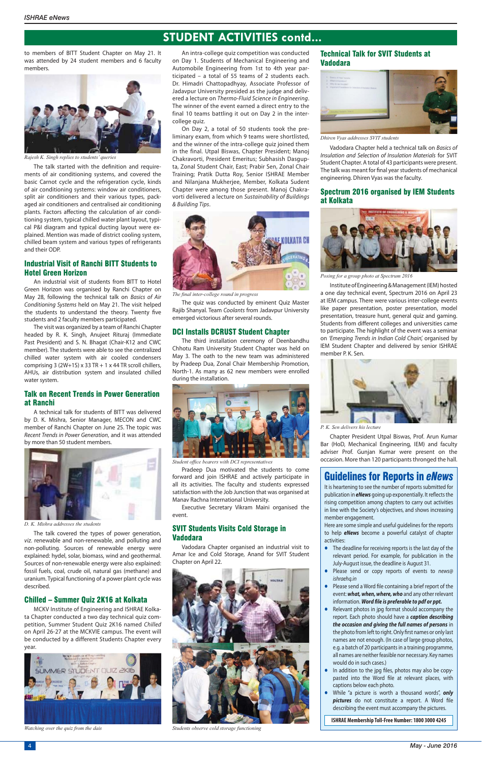# STUDENT ACTIVITIES contd...

to members of BITT Student Chapter on May 21. It was attended by 24 student members and 6 faculty members.

*Rajesh K. Singh replies to students' queries*

The talk started with the definition and requirements of air conditioning systems, and covered the basic Carnot cycle and the refrigeration cycle, kinds of air conditioning systems: window air conditioners, split air conditioners and their various types, packaged air conditioners and centralised air conditioning plants. Factors affecting the calculation of air conditioning systems, typical chilled water plant layout, typical P&I diagram and typical ducting layout were explained. Mention was made of district cooling system, chilled beam system and various types of refrigerants and their ODP.

## Industrial Visit of Ranchi BITT Students to Hotel Green Horizon

An industrial visit of students from BITT to Hotel Green Horizon was organised by Ranchi Chapter on May 28, following the technical talk on *Basics of Air Conditioning Systems* held on May 21. This helped the students to understand the theory. Twenty five students and 2 faculty members participated.

The visit was organized by a team of Ranchi Chapter headed by R. K. Singh, Anujeet Rituraj (Immediate Past President) and S. N. Bhagat (Chair-K12 and CWC member). The students were able to see the centralized chilled water system with air cooled condensers comprising 3 (2W+1S) x 33 TR + 1 x 44 TR scroll chillers, AHUs, air distribution system and insulated chilled water system.

## Talk on Recent Trends in Power Generation at Ranchi

A technical talk for students of BITT was delivered by D. K. Mishra, Senior Manager, MECON and CWC member of Ranchi Chapter on June 25. The topic was *Recent Trends in Power Generation*, and it was attended by more than 50 student members.

*D. K. Mishra addresses the students*

The talk covered the types of power generation, *viz.* renewable and non-renewable, and polluting and non-polluting. Sources of renewable energy were explained: hydel, solar, biomass, wind and geothermal. Sources of non-renewable energy were also explained: fossil fuels, coal, crude oil, natural gas (methane) and uranium. Typical functioning of a power plant cycle was described.

## Chilled – Summer Quiz 2K16 at Kolkata

MCKV Institute of Engineering and ISHRAE Kolkata Chapter conducted a two day technical quiz competition, Summer Student Quiz 2K16 named *Chilled* on April 26-27 at the MCKVIE campus. The event will be conducted by a different Students Chapter every year.

*Watching over the quiz from the dais*

An intra-college quiz competition was conducted on Day 1. Students of Mechanical Engineering and Automobile Engineering from 1st to 4th year participated – a total of 55 teams of 2 students each. Dr. Himadri Chattopadhyay, Associate Professor of Jadavpur University presided as the judge and delivered a lecture on *Thermo-Fluid Science in Engineering*. The winner of the event earned a direct entry to the final 10 teams battling it out on Day 2 in the inter-college quiz.

On Day 2, a total of 50 students took the preliminary exam, from which 9 teams were shortlisted, and the winner of the intra-college quiz joined them in the final. Utpal Biswas, Chapter President; Manoj Chakravorti, President Emeritus; Subhasish Dasgupta, Zonal Student Chair, East; Prabir Sen, Zonal Chair Training; Pratik Dutta Roy, Senior ISHRAE Member and Nilanjana Mukherjee, Member, Kolkata Sudent Chapter were among those present. Manoj Chakravorti delivered a lecture on *Sustainability of Buildings & Building Tips*.

*The final inter-college round in progress*

The quiz was conducted by eminent Quiz Master Rajib Shanyal. Team *Coolants* from Jadavpur University emerged victorious after several rounds.

## DCI Installs DCRUST Student Chapter

The third installation ceremony of Deenbandhu Chhotu Ram University Student Chapter was held on May 3. The oath to the new team was administered by Pradeep Dua, Zonal Chair Membership Promotion, North-1. As many as 62 new members were enrolled during the installation.

*Student office bearers with DCI representatives*

Pradeep Dua motivated the students to come forward and join ISHRAE and actively participate in all its activities. The faculty and students expressed satisfaction with the Job Junction that was organised at Manav Rachna International University.

Executive Secretary Vikram Maini organised the event.

## SVIT Students Visits Cold Storage in Vadodara

Vadodara Chapter organised an industrial visit to Amar Ice and Cold Storage, Anand for SVIT Student Chapter on April 22.

*Students observe cold storage functioning*

## Technical Talk for SVIT Students at Vadodara

*Dhiren Vyas addresses SVIT students*

Vadodara Chapter held a technical talk on *Basics of Insulation and Selection of Insulation Materials* for SVIT Student Chapter. A total of 43 participants were present. The talk was meant for final year students of mechanical engineering. Dhiren Vyas was the faculty.

## Spectrum 2016 organised by IEM Students at Kolkata

*Posing for a group photo at Spectrum 2016*

Institute of Engineering & Management (IEM) hosted a one day technical event, Spectrum 2016 on April 23 at IEM campus. There were various inter-college events like paper presentation, poster presentation, model presentation, treasure hunt, general quiz and gaming. Students from different colleges and universities came to participate. The highlight of the event was a seminar on *'Emerging Trends in Indian Cold Chain',* organised by IEM Student Chapter and delivered by senior ISHRAE member P. K. Sen.

*P. K. Sen delivers his lecture*

Chapter President Utpal Biswas, Prof. Arun Kumar Bar (HoD, Mechanical Engineering, IEM) and faculty adviser Prof. Gunjan Kumar were present on the occasion. More than 120 participants thronged the hall.

## Guidelines for Reports in *eNews*

It is heartening to see the number of reports submitted for publication in ***eNews*** going up exponentially. It reflects the rising competition among chapters to carry out activities in line with the Society's objectives, and shows increasing member engagement.

Here are some simple and useful guidelines for the reports to help ***eNews*** become a powerful catalyst of chapter activities:

- The deadline for receiving reports is the last day of the relevant period. For example, for publication in the July-August issue, the deadline is August 31.
- Please send or copy reports of events to *news@ishraehq.in*
- Please send a Word file containing a brief report of the event: ***what, when, where, who*** and any other relevant information. ***Word file is preferable to pdf or ppt.***
- Relevant photos in jpg format should accompany the report. Each photo should have a ***caption describing the occasion and giving the full names of persons*** in the photo from left to right. Only first names or only last names are not enough. (In case of large group photos, e.g. a batch of 20 participants in a training programme, all names are neither feasible nor necessary. Key names would do in such cases.)
- In addition to the jpg files, photos may also be copy-pasted into the Word file at relevant places, with captions below each photo.
- While "a picture is worth a thousand words", ***only pictures*** do not constitute a report. A Word file describing the event must accompany the pictures.

**ISHRAE Membership Toll-Free Number: 1800 3000 4245**